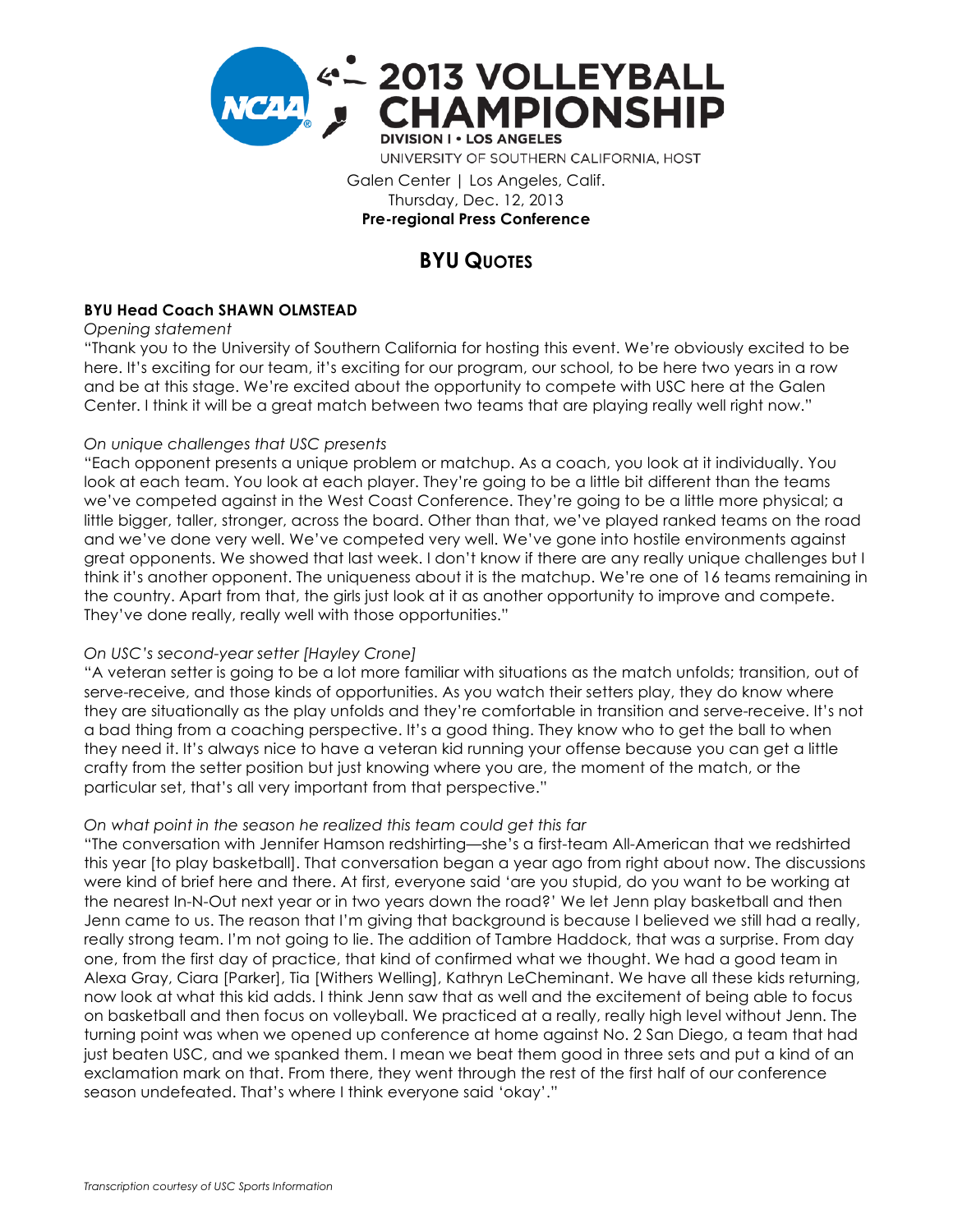# 2013 VOLLEYBALL CHAMPIONSHIP

**DIVISION I • LOS ANGELES**

UNIVERSITY OF SOUTHERN CALIFORNIA, HOST

Galen Center | Los Angeles, Calif.
Thursday, Dec. 12, 2013
**Pre-regional Press Conference**

## BYU QUOTES

**BYU Head Coach SHAWN OLMSTEAD**

*Opening statement*

"Thank you to the University of Southern California for hosting this event. We're obviously excited to be here. It's exciting for our team, it's exciting for our program, our school, to be here two years in a row and be at this stage. We're excited about the opportunity to compete with USC here at the Galen Center. I think it will be a great match between two teams that are playing really well right now."

*On unique challenges that USC presents*

"Each opponent presents a unique problem or matchup. As a coach, you look at it individually. You look at each team. You look at each player. They're going to be a little bit different than the teams we've competed against in the West Coast Conference. They're going to be a little more physical; a little bigger, taller, stronger, across the board. Other than that, we've played ranked teams on the road and we've done very well. We've competed very well. We've gone into hostile environments against great opponents. We showed that last week. I don't know if there are any really unique challenges but I think it's another opponent. The uniqueness about it is the matchup. We're one of 16 teams remaining in the country. Apart from that, the girls just look at it as another opportunity to improve and compete. They've done really, really well with those opportunities."

*On USC's second-year setter [Hayley Crone]*

"A veteran setter is going to be a lot more familiar with situations as the match unfolds; transition, out of serve-receive, and those kinds of opportunities. As you watch their setters play, they do know where they are situationally as the play unfolds and they're comfortable in transition and serve-receive. It's not a bad thing from a coaching perspective. It's a good thing. They know who to get the ball to when they need it. It's always nice to have a veteran kid running your offense because you can get a little crafty from the setter position but just knowing where you are, the moment of the match, or the particular set, that's all very important from that perspective."

*On what point in the season he realized this team could get this far*

"The conversation with Jennifer Hamson redshirting—she's a first-team All-American that we redshirted this year [to play basketball]. That conversation began a year ago from right about now. The discussions were kind of brief here and there. At first, everyone said 'are you stupid, do you want to be working at the nearest In-N-Out next year or in two years down the road?' We let Jenn play basketball and then Jenn came to us. The reason that I'm giving that background is because I believed we still had a really, really strong team. I'm not going to lie. The addition of Tambre Haddock, that was a surprise. From day one, from the first day of practice, that kind of confirmed what we thought. We had a good team in Alexa Gray, Ciara [Parker], Tia [Withers Welling], Kathryn LeCheminant. We have all these kids returning, now look at what this kid adds. I think Jenn saw that as well and the excitement of being able to focus on basketball and then focus on volleyball. We practiced at a really, really high level without Jenn. The turning point was when we opened up conference at home against No. 2 San Diego, a team that had just beaten USC, and we spanked them. I mean we beat them good in three sets and put a kind of an exclamation mark on that. From there, they went through the rest of the first half of our conference season undefeated. That's where I think everyone said 'okay'."

*Transcription courtesy of USC Sports Information*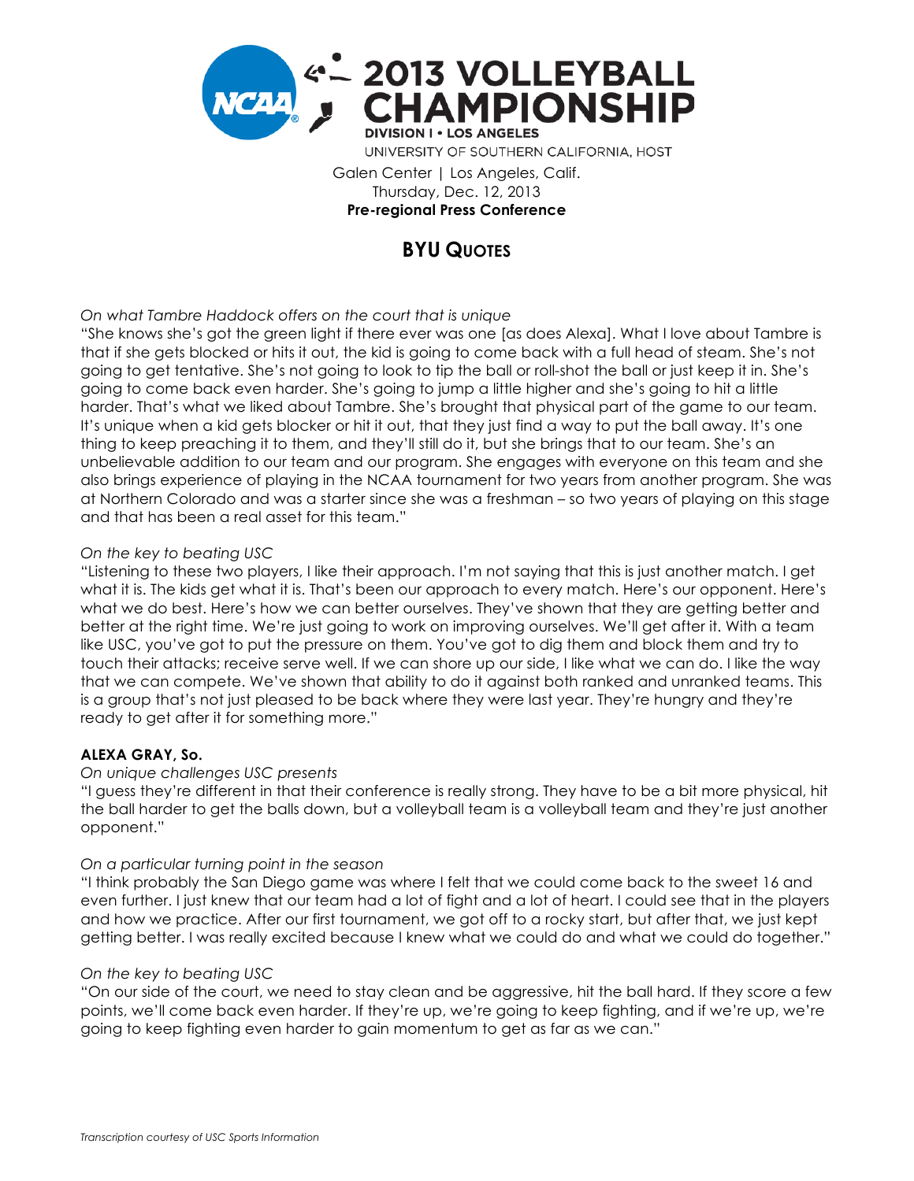**2013 VOLLEYBALL CHAMPIONSHIP**
**DIVISION I • LOS ANGELES**
UNIVERSITY OF SOUTHERN CALIFORNIA, HOST

Galen Center | Los Angeles, Calif.
Thursday, Dec. 12, 2013
**Pre-regional Press Conference**

## BYU QUOTES

*On what Tambre Haddock offers on the court that is unique*
"She knows she's got the green light if there ever was one [as does Alexa]. What I love about Tambre is that if she gets blocked or hits it out, the kid is going to come back with a full head of steam. She's not going to get tentative. She's not going to look to tip the ball or roll-shot the ball or just keep it in. She's going to come back even harder. She's going to jump a little higher and she's going to hit a little harder. That's what we liked about Tambre. She's brought that physical part of the game to our team. It's unique when a kid gets blocker or hit it out, that they just find a way to put the ball away. It's one thing to keep preaching it to them, and they'll still do it, but she brings that to our team. She's an unbelievable addition to our team and our program. She engages with everyone on this team and she also brings experience of playing in the NCAA tournament for two years from another program. She was at Northern Colorado and was a starter since she was a freshman – so two years of playing on this stage and that has been a real asset for this team."

*On the key to beating USC*
"Listening to these two players, I like their approach. I'm not saying that this is just another match. I get what it is. The kids get what it is. That's been our approach to every match. Here's our opponent. Here's what we do best. Here's how we can better ourselves. They've shown that they are getting better and better at the right time. We're just going to work on improving ourselves. We'll get after it. With a team like USC, you've got to put the pressure on them. You've got to dig them and block them and try to touch their attacks; receive serve well. If we can shore up our side, I like what we can do. I like the way that we can compete. We've shown that ability to do it against both ranked and unranked teams. This is a group that's not just pleased to be back where they were last year. They're hungry and they're ready to get after it for something more."

**ALEXA GRAY, So.**
*On unique challenges USC presents*
"I guess they're different in that their conference is really strong. They have to be a bit more physical, hit the ball harder to get the balls down, but a volleyball team is a volleyball team and they're just another opponent."

*On a particular turning point in the season*
"I think probably the San Diego game was where I felt that we could come back to the sweet 16 and even further. I just knew that our team had a lot of fight and a lot of heart. I could see that in the players and how we practice. After our first tournament, we got off to a rocky start, but after that, we just kept getting better. I was really excited because I knew what we could do and what we could do together."

*On the key to beating USC*
"On our side of the court, we need to stay clean and be aggressive, hit the ball hard. If they score a few points, we'll come back even harder. If they're up, we're going to keep fighting, and if we're up, we're going to keep fighting even harder to gain momentum to get as far as we can."

*Transcription courtesy of USC Sports Information*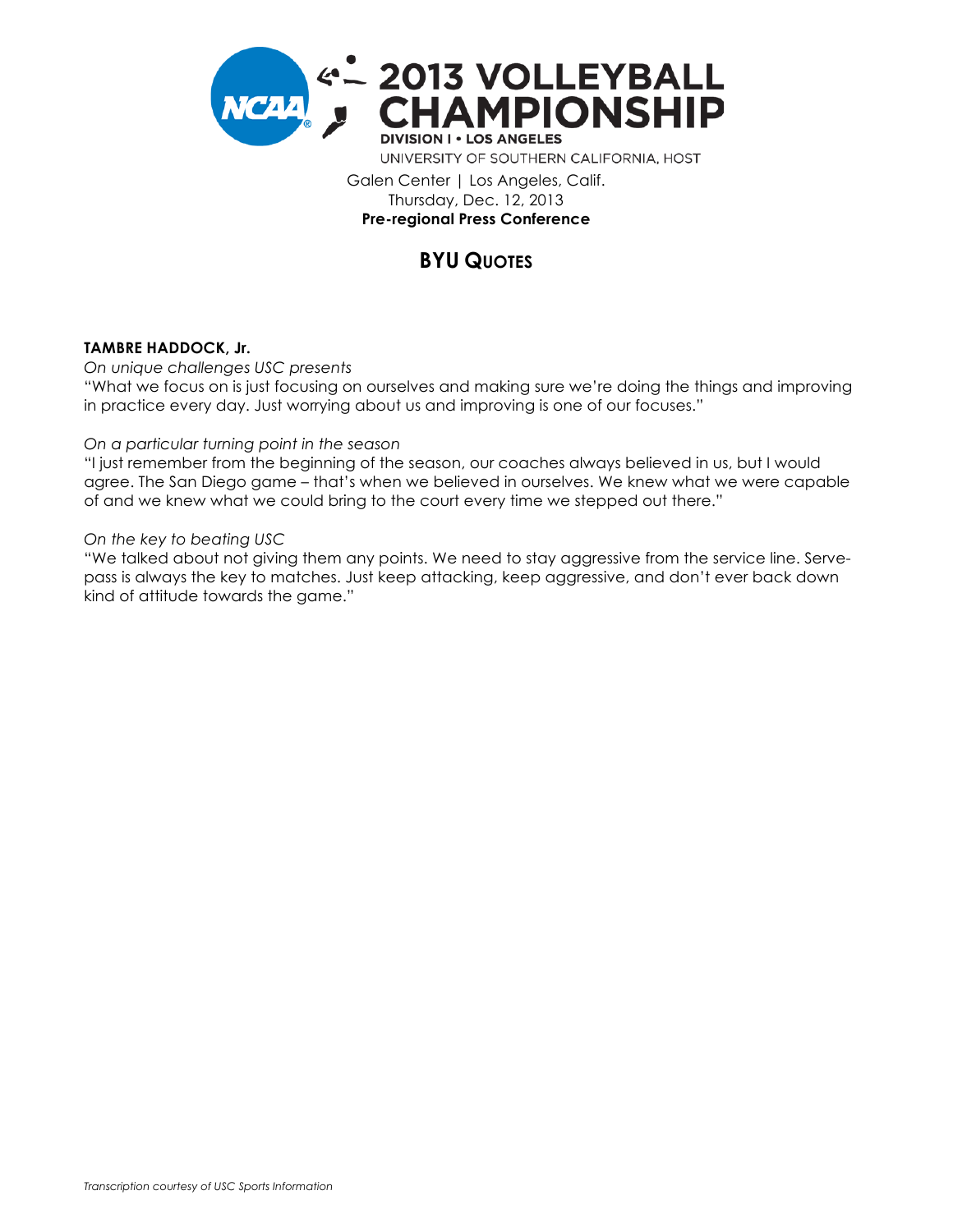# 2013 VOLLEYBALL CHAMPIONSHIP

**DIVISION I • LOS ANGELES**

UNIVERSITY OF SOUTHERN CALIFORNIA, HOST

Galen Center | Los Angeles, Calif.

Thursday, Dec. 12, 2013

**Pre-regional Press Conference**

## BYU QUOTES

**TAMBRE HADDOCK, Jr.**

*On unique challenges USC presents*

"What we focus on is just focusing on ourselves and making sure we're doing the things and improving in practice every day. Just worrying about us and improving is one of our focuses."

*On a particular turning point in the season*

"I just remember from the beginning of the season, our coaches always believed in us, but I would agree. The San Diego game – that's when we believed in ourselves. We knew what we were capable of and we knew what we could bring to the court every time we stepped out there."

*On the key to beating USC*

"We talked about not giving them any points. We need to stay aggressive from the service line. Serve-pass is always the key to matches. Just keep attacking, keep aggressive, and don't ever back down kind of attitude towards the game."

*Transcription courtesy of USC Sports Information*